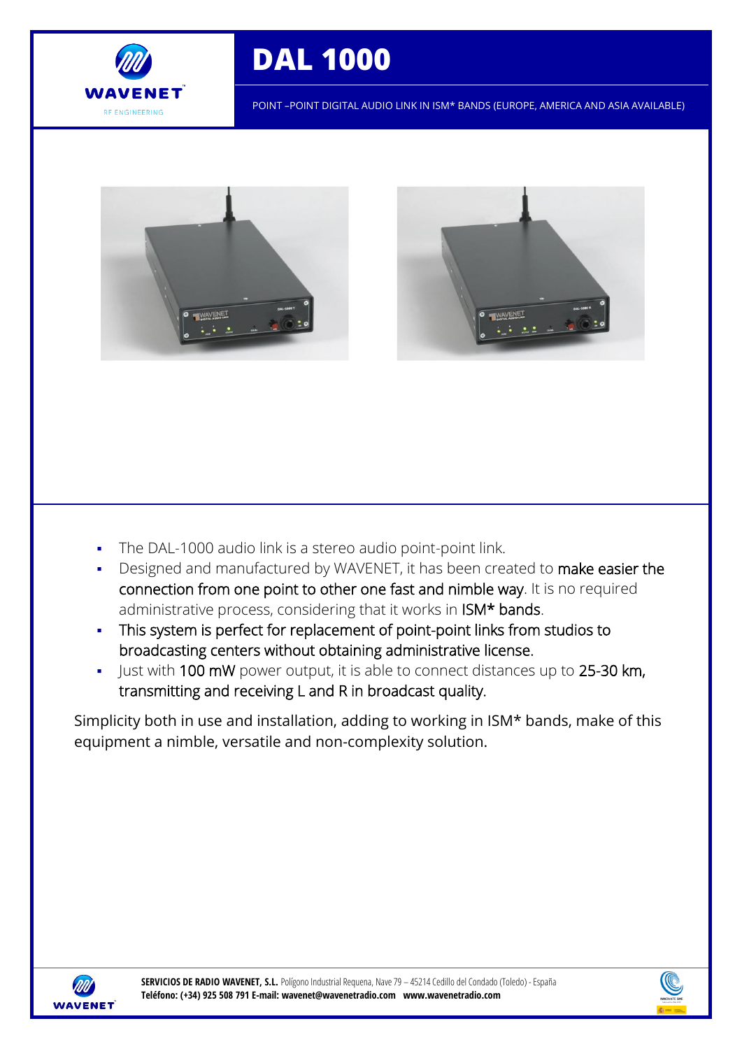# DAL 1000

POINT –POINT DIGITAL AUDIO LINK IN ISM* BANDS (EUROPE, AMERICA AND ASIA AVAILABLE)

- The DAL-1000 audio link is a stereo audio point-point link.
- Designed and manufactured by WAVENET, it has been created to make easier the connection from one point to other one fast and nimble way. It is no required administrative process, considering that it works in ISM* bands.
- This system is perfect for replacement of point-point links from studios to broadcasting centers without obtaining administrative license.
- Just with 100 mW power output, it is able to connect distances up to 25-30 km, transmitting and receiving L and R in broadcast quality.

Simplicity both in use and installation, adding to working in ISM* bands, make of this equipment a nimble, versatile and non-complexity solution.

**SERVICIOS DE RADIO WAVENET, S.L.** Polígono Industrial Requena, Nave 79 – 45214 Cedillo del Condado (Toledo) - España
**Teléfono: (+34) 925 508 791 E-mail: wavenet@wavenetradio.com www.wavenetradio.com**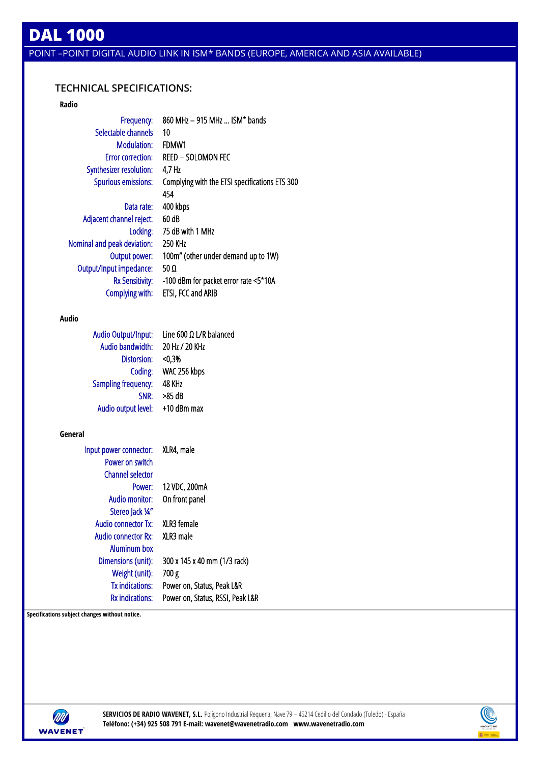# DAL 1000

POINT –POINT DIGITAL AUDIO LINK IN ISM* BANDS (EUROPE, AMERICA AND ASIA AVAILABLE)

## TECHNICAL SPECIFICATIONS:

### Radio

| | |
|---|---|
| Frequency: | 860 MHz – 915 MHz ... ISM* bands |
| Selectable channels | 10 |
| Modulation: | FDMW1 |
| Error correction: | REED – SOLOMON FEC |
| Synthesizer resolution: | 4,7 Hz |
| Spurious emissions: | Complying with the ETSI specifications ETS 300 454 |
| Data rate: | 400 kbps |
| Adjacent channel reject: | 60 dB |
| Locking: | 75 dB with 1 MHz |
| Nominal and peak deviation: | 250 KHz |
| Output power: | 100m" (other under demand up to 1W) |
| Output/Input impedance: | 50 Ω |
| Rx Sensitivity: | -100 dBm for packet error rate <5*10A |
| Complying with: | ETSI, FCC and ARIB |

### Audio

| | |
|---|---|
| Audio Output/Input: | Line 600 Ω L/R balanced |
| Audio bandwidth: | 20 Hz / 20 KHz |
| Distorsion: | <0,3% |
| Coding: | WAC 256 kbps |
| Sampling frequency: | 48 KHz |
| SNR: | >85 dB |
| Audio output level: | +10 dBm max |

### General

| | |
|---|---|
| Input power connector: | XLR4, male |
| Power on switch | |
| Channel selector | |
| Power: | 12 VDC, 200mA |
| Audio monitor: | On front panel |
| Stereo Jack ¼" | |
| Audio connector Tx: | XLR3 female |
| Audio connector Rx: | XLR3 male |
| Aluminum box | |
| Dimensions (unit): | 300 x 145 x 40 mm (1/3 rack) |
| Weight (unit): | 700 g |
| Tx indications: | Power on, Status, Peak L&R |
| Rx indications: | Power on, Status, RSSI, Peak L&R |

**Specifications subject changes without notice.**

**SERVICIOS DE RADIO WAVENET, S.L.** Polígono Industrial Requena, Nave 79 – 45214 Cedillo del Condado (Toledo) - España
**Teléfono: (+34) 925 508 791 E-mail: wavenet@wavenetradio.com www.wavenetradio.com**